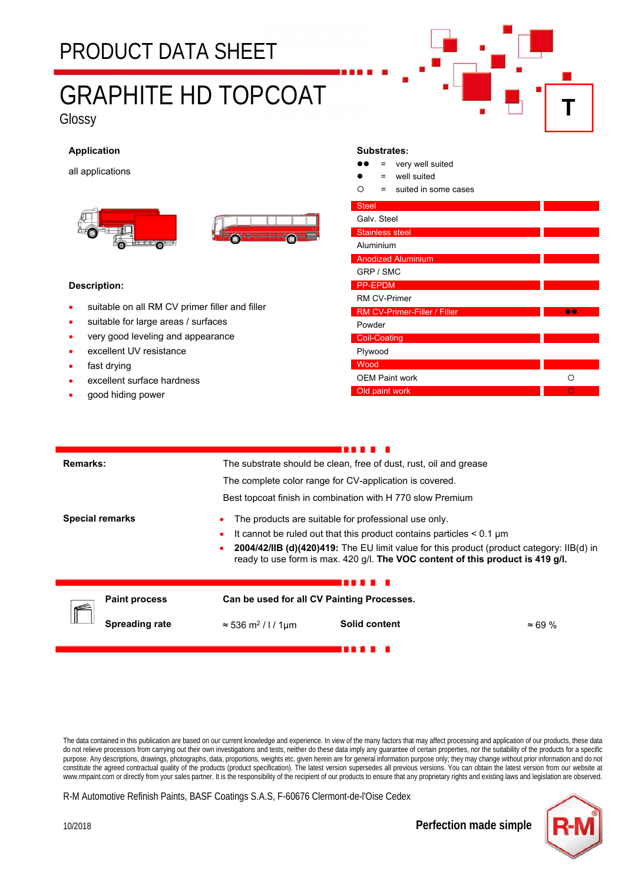# PRODUCT DATA SHEET

# GRAPHITE HD TOPCOAT

Glossy

T

### Application

all applications

### Substrates:

●● = very well suited

● = well suited

○ = suited in some cases

| Substrate | Suitability |
|---|---|
| Steel | |
| Galv. Steel | |
| Stainless steel | |
| Aluminium | |
| Anodized Aluminium | |
| GRP / SMC | |
| PP-EPDM | |
| RM CV-Primer | |
| RM CV-Primer-Filler / Filler | ●● |
| Powder | |
| Coil-Coating | |
| Plywood | |
| Wood | |
| OEM Paint work | ○ |
| Old paint work | ○ |

### Description:

- suitable on all RM CV primer filler and filler
- suitable for large areas / surfaces
- very good leveling and appearance
- excellent UV resistance
- fast drying
- excellent surface hardness
- good hiding power

**Remarks:**

The substrate should be clean, free of dust, rust, oil and grease

The complete color range for CV-application is covered.

Best topcoat finish in combination with H 770 slow Premium

**Special remarks**

- The products are suitable for professional use only.
- It cannot be ruled out that this product contains particles < 0.1 µm
- **2004/42/IIB (d)(420)419:** The EU limit value for this product (product category: IIB(d) in ready to use form is max. 420 g/l. **The VOC content of this product is 419 g/l.**

**Paint process** **Can be used for all CV Painting Processes.**

**Spreading rate** ≈ 536 $m^2$ / l / 1µm **Solid content** ≈ 69 %

The data contained in this publication are based on our current knowledge and experience. In view of the many factors that may affect processing and application of our products, these data do not relieve processors from carrying out their own investigations and tests; neither do these data imply any guarantee of certain properties, nor the suitability of the products for a specific purpose. Any descriptions, drawings, photographs, data, proportions, weights etc. given herein are for general information purpose only; they may change without prior information and do not constitute the agreed contractual quality of the products (product specification). The latest version supersedes all previous versions. You can obtain the latest version from our website at www.rmpaint.com or directly from your sales partner. It is the responsibility of the recipient of our products to ensure that any proprietary rights and existing laws and legislation are observed.

R-M Automotive Refinish Paints, BASF Coatings S.A.S, F-60676 Clermont-de-l'Oise Cedex

10/2018

**Perfection made simple**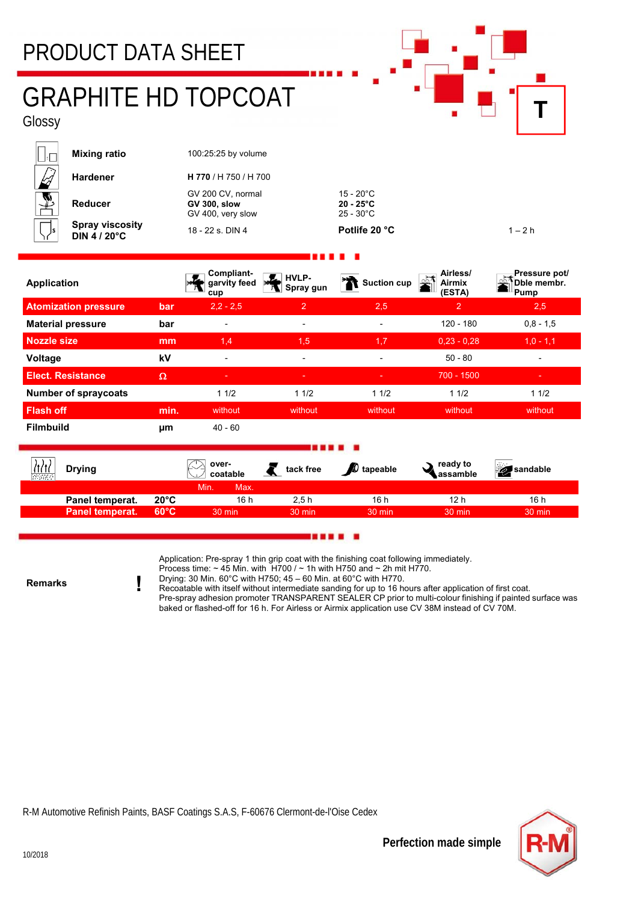# PRODUCT DATA SHEET

# GRAPHITE HD TOPCOAT

Glossy

| | | | |
|---|---|---|---|
| **Mixing ratio** | 100:25:25 by volume | | |
| **Hardener** | **H 770** / H 750 / H 700 | | |
| **Reducer** | GV 200 CV, normal<br>**GV 300, slow**<br>GV 400, very slow | 15 - 20°C<br>**20 - 25°C**<br>25 - 30°C | |
| **Spray viscosity DIN 4 / 20°C** | 18 - 22 s. DIN 4 | **Potlife 20 °C** | 1 – 2 h |

| **Application** | | Compliant-garvity feed cup | HVLP-Spray gun | Suction cup | Airless/ Airmix (ESTA) | Pressure pot/ Dble membr. Pump |
|---|---|---|---|---|---|---|
| **Atomization pressure** | **bar** | 2,2 - 2,5 | 2 | 2,5 | 2 | 2,5 |
| **Material pressure** | **bar** | - | - | - | 120 - 180 | 0,8 - 1,5 |
| **Nozzle size** | **mm** | 1,4 | 1,5 | 1,7 | 0,23 - 0,28 | 1,0 - 1,1 |
| **Voltage** | **kV** | - | - | - | 50 - 80 | - |
| **Elect. Resistance** | **Ω** | - | - | - | 700 - 1500 | - |
| **Number of spraycoats** | | 1 1/2 | 1 1/2 | 1 1/2 | 1 1/2 | 1 1/2 |
| **Flash off** | **min.** | without | without | without | without | without |
| **Filmbuild** | **µm** | 40 - 60 | | | | |

| **Drying** | | over-coatable (Min. / Max.) | tack free | tapeable | ready to assamble | sandable |
|---|---|---|---|---|---|---|
| **Panel temperat.** | **20°C** | 16 h | 2,5 h | 16 h | 12 h | 16 h |
| **Panel temperat.** | **60°C** | 30 min | 30 min | 30 min | 30 min | 30 min |

**Remarks** **!**

Application: Pre-spray 1 thin grip coat with the finishing coat following immediately.
Process time: ~ 45 Min. with H700 / ~ 1h with H750 and ~ 2h mit H770.
Drying: 30 Min. 60°C with H750; 45 – 60 Min. at 60°C with H770.
Recoatable with itself without intermediate sanding for up to 16 hours after application of first coat.
Pre-spray adhesion promoter TRANSPARENT SEALER CP prior to multi-colour finishing if painted surface was baked or flashed-off for 16 h. For Airless or Airmix application use CV 38M instead of CV 70M.

R-M Automotive Refinish Paints, BASF Coatings S.A.S, F-60676 Clermont-de-l'Oise Cedex

**Perfection made simple**

10/2018